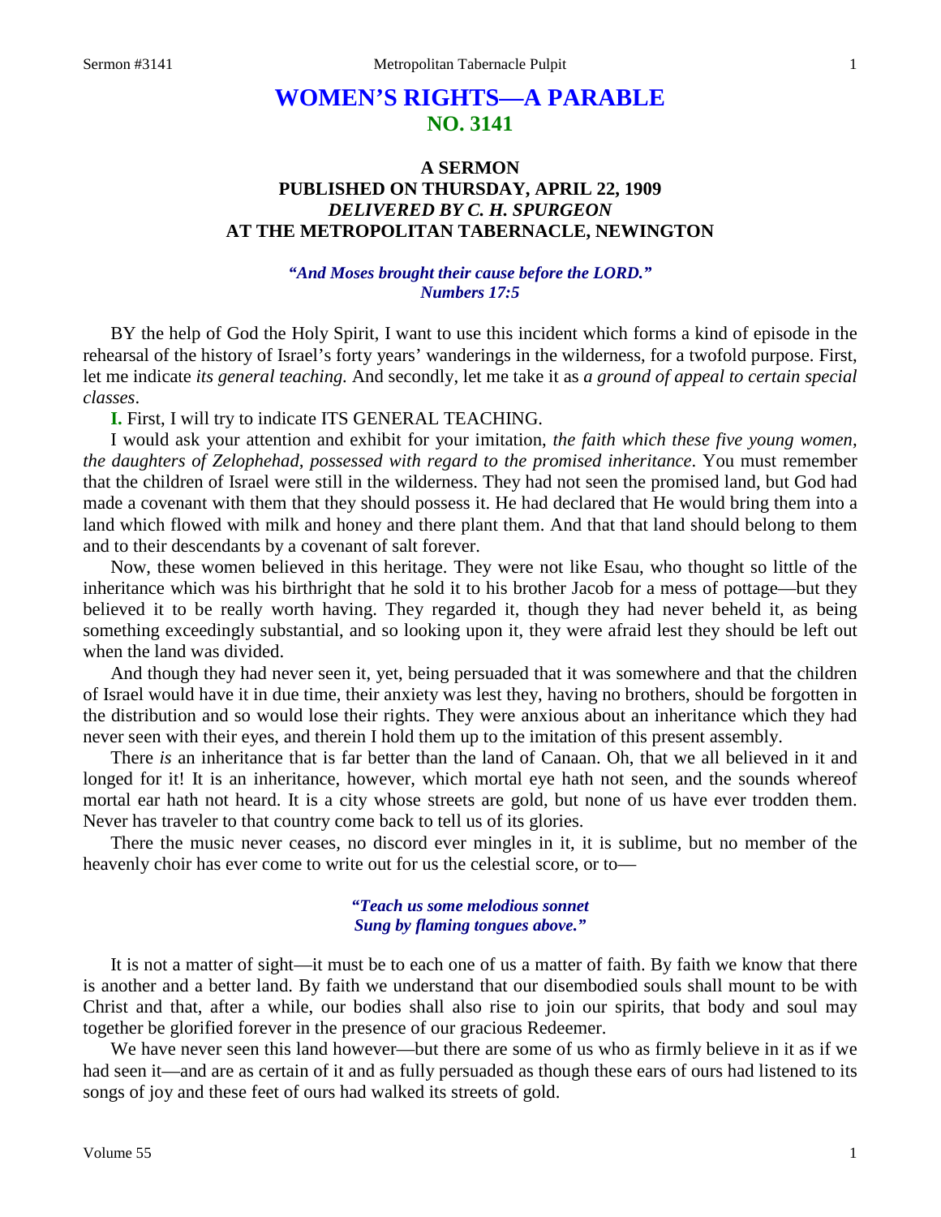# WOMEN'S RIGHTS—A PARABLE
## NO. 3141

### A SERMON
### PUBLISHED ON THURSDAY, APRIL 22, 1909
### *DELIVERED BY C. H. SPURGEON*
### AT THE METROPOLITAN TABERNACLE, NEWINGTON

***"And Moses brought their cause before the LORD."***
***Numbers 17:5***

BY the help of God the Holy Spirit, I want to use this incident which forms a kind of episode in the rehearsal of the history of Israel's forty years' wanderings in the wilderness, for a twofold purpose. First, let me indicate *its general teaching.* And secondly, let me take it as *a ground of appeal to certain special classes*.

**I.** First, I will try to indicate ITS GENERAL TEACHING.

I would ask your attention and exhibit for your imitation, *the faith which these five young women, the daughters of Zelophehad, possessed with regard to the promised inheritance*. You must remember that the children of Israel were still in the wilderness. They had not seen the promised land, but God had made a covenant with them that they should possess it. He had declared that He would bring them into a land which flowed with milk and honey and there plant them. And that that land should belong to them and to their descendants by a covenant of salt forever.

Now, these women believed in this heritage. They were not like Esau, who thought so little of the inheritance which was his birthright that he sold it to his brother Jacob for a mess of pottage—but they believed it to be really worth having. They regarded it, though they had never beheld it, as being something exceedingly substantial, and so looking upon it, they were afraid lest they should be left out when the land was divided.

And though they had never seen it, yet, being persuaded that it was somewhere and that the children of Israel would have it in due time, their anxiety was lest they, having no brothers, should be forgotten in the distribution and so would lose their rights. They were anxious about an inheritance which they had never seen with their eyes, and therein I hold them up to the imitation of this present assembly.

There *is* an inheritance that is far better than the land of Canaan. Oh, that we all believed in it and longed for it! It is an inheritance, however, which mortal eye hath not seen, and the sounds whereof mortal ear hath not heard. It is a city whose streets are gold, but none of us have ever trodden them. Never has traveler to that country come back to tell us of its glories.

There the music never ceases, no discord ever mingles in it, it is sublime, but no member of the heavenly choir has ever come to write out for us the celestial score, or to—

> ***"Teach us some melodious sonnet***
> ***Sung by flaming tongues above."***

It is not a matter of sight—it must be to each one of us a matter of faith. By faith we know that there is another and a better land. By faith we understand that our disembodied souls shall mount to be with Christ and that, after a while, our bodies shall also rise to join our spirits, that body and soul may together be glorified forever in the presence of our gracious Redeemer.

We have never seen this land however—but there are some of us who as firmly believe in it as if we had seen it—and are as certain of it and as fully persuaded as though these ears of ours had listened to its songs of joy and these feet of ours had walked its streets of gold.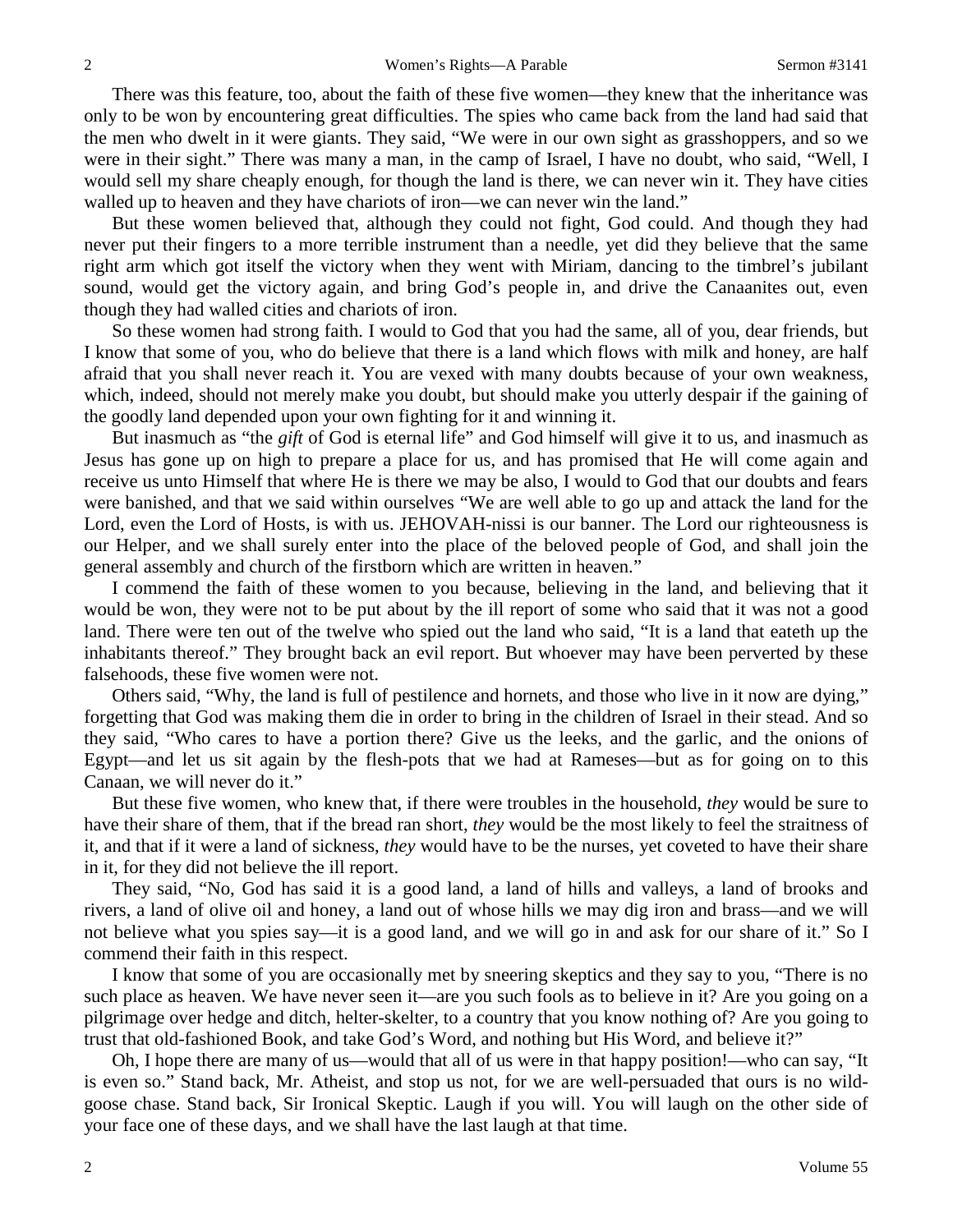There was this feature, too, about the faith of these five women—they knew that the inheritance was only to be won by encountering great difficulties. The spies who came back from the land had said that the men who dwelt in it were giants. They said, "We were in our own sight as grasshoppers, and so we were in their sight." There was many a man, in the camp of Israel, I have no doubt, who said, "Well, I would sell my share cheaply enough, for though the land is there, we can never win it. They have cities walled up to heaven and they have chariots of iron—we can never win the land."

But these women believed that, although they could not fight, God could. And though they had never put their fingers to a more terrible instrument than a needle, yet did they believe that the same right arm which got itself the victory when they went with Miriam, dancing to the timbrel's jubilant sound, would get the victory again, and bring God's people in, and drive the Canaanites out, even though they had walled cities and chariots of iron.

So these women had strong faith. I would to God that you had the same, all of you, dear friends, but I know that some of you, who do believe that there is a land which flows with milk and honey, are half afraid that you shall never reach it. You are vexed with many doubts because of your own weakness, which, indeed, should not merely make you doubt, but should make you utterly despair if the gaining of the goodly land depended upon your own fighting for it and winning it.

But inasmuch as "the *gift* of God is eternal life" and God himself will give it to us, and inasmuch as Jesus has gone up on high to prepare a place for us, and has promised that He will come again and receive us unto Himself that where He is there we may be also, I would to God that our doubts and fears were banished, and that we said within ourselves "We are well able to go up and attack the land for the Lord, even the Lord of Hosts, is with us. JEHOVAH-nissi is our banner. The Lord our righteousness is our Helper, and we shall surely enter into the place of the beloved people of God, and shall join the general assembly and church of the firstborn which are written in heaven."

I commend the faith of these women to you because, believing in the land, and believing that it would be won, they were not to be put about by the ill report of some who said that it was not a good land. There were ten out of the twelve who spied out the land who said, "It is a land that eateth up the inhabitants thereof." They brought back an evil report. But whoever may have been perverted by these falsehoods, these five women were not.

Others said, "Why, the land is full of pestilence and hornets, and those who live in it now are dying," forgetting that God was making them die in order to bring in the children of Israel in their stead. And so they said, "Who cares to have a portion there? Give us the leeks, and the garlic, and the onions of Egypt—and let us sit again by the flesh-pots that we had at Rameses—but as for going on to this Canaan, we will never do it."

But these five women, who knew that, if there were troubles in the household, *they* would be sure to have their share of them, that if the bread ran short, *they* would be the most likely to feel the straitness of it, and that if it were a land of sickness, *they* would have to be the nurses, yet coveted to have their share in it, for they did not believe the ill report.

They said, "No, God has said it is a good land, a land of hills and valleys, a land of brooks and rivers, a land of olive oil and honey, a land out of whose hills we may dig iron and brass—and we will not believe what you spies say—it is a good land, and we will go in and ask for our share of it." So I commend their faith in this respect.

I know that some of you are occasionally met by sneering skeptics and they say to you, "There is no such place as heaven. We have never seen it—are you such fools as to believe in it? Are you going on a pilgrimage over hedge and ditch, helter-skelter, to a country that you know nothing of? Are you going to trust that old-fashioned Book, and take God's Word, and nothing but His Word, and believe it?"

Oh, I hope there are many of us—would that all of us were in that happy position!—who can say, "It is even so." Stand back, Mr. Atheist, and stop us not, for we are well-persuaded that ours is no wild-goose chase. Stand back, Sir Ironical Skeptic. Laugh if you will. You will laugh on the other side of your face one of these days, and we shall have the last laugh at that time.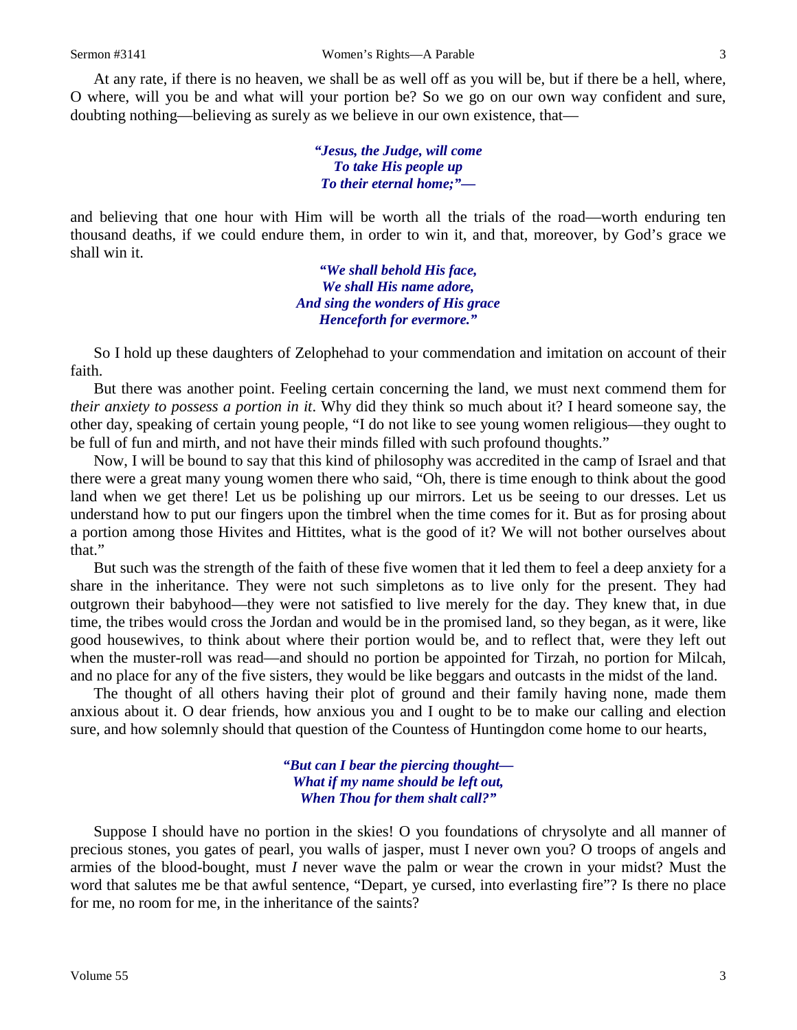At any rate, if there is no heaven, we shall be as well off as you will be, but if there be a hell, where, O where, will you be and what will your portion be? So we go on our own way confident and sure, doubting nothing—believing as surely as we believe in our own existence, that—

> *"Jesus, the Judge, will come*
> *To take His people up*
> *To their eternal home;"—*

and believing that one hour with Him will be worth all the trials of the road—worth enduring ten thousand deaths, if we could endure them, in order to win it, and that, moreover, by God's grace we shall win it.

> *"We shall behold His face,*
> *We shall His name adore,*
> *And sing the wonders of His grace*
> *Henceforth for evermore."*

So I hold up these daughters of Zelophehad to your commendation and imitation on account of their faith.

But there was another point. Feeling certain concerning the land, we must next commend them for *their anxiety to possess a portion in it*. Why did they think so much about it? I heard someone say, the other day, speaking of certain young people, "I do not like to see young women religious—they ought to be full of fun and mirth, and not have their minds filled with such profound thoughts."

Now, I will be bound to say that this kind of philosophy was accredited in the camp of Israel and that there were a great many young women there who said, "Oh, there is time enough to think about the good land when we get there! Let us be polishing up our mirrors. Let us be seeing to our dresses. Let us understand how to put our fingers upon the timbrel when the time comes for it. But as for prosing about a portion among those Hivites and Hittites, what is the good of it? We will not bother ourselves about that."

But such was the strength of the faith of these five women that it led them to feel a deep anxiety for a share in the inheritance. They were not such simpletons as to live only for the present. They had outgrown their babyhood—they were not satisfied to live merely for the day. They knew that, in due time, the tribes would cross the Jordan and would be in the promised land, so they began, as it were, like good housewives, to think about where their portion would be, and to reflect that, were they left out when the muster-roll was read—and should no portion be appointed for Tirzah, no portion for Milcah, and no place for any of the five sisters, they would be like beggars and outcasts in the midst of the land.

The thought of all others having their plot of ground and their family having none, made them anxious about it. O dear friends, how anxious you and I ought to be to make our calling and election sure, and how solemnly should that question of the Countess of Huntingdon come home to our hearts,

> *"But can I bear the piercing thought—*
> *What if my name should be left out,*
> *When Thou for them shalt call?"*

Suppose I should have no portion in the skies! O you foundations of chrysolyte and all manner of precious stones, you gates of pearl, you walls of jasper, must I never own you? O troops of angels and armies of the blood-bought, must *I* never wave the palm or wear the crown in your midst? Must the word that salutes me be that awful sentence, "Depart, ye cursed, into everlasting fire"? Is there no place for me, no room for me, in the inheritance of the saints?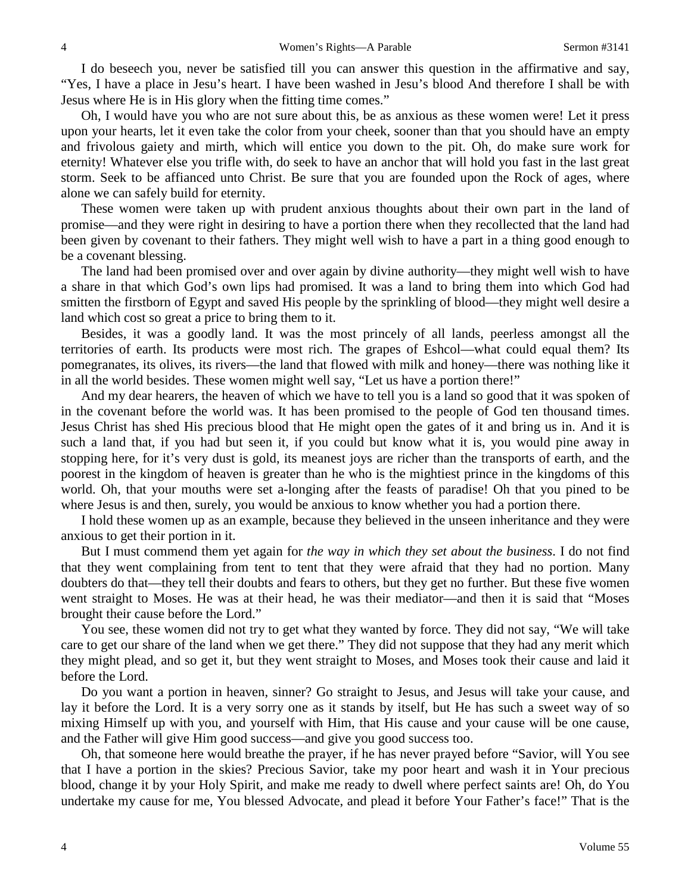I do beseech you, never be satisfied till you can answer this question in the affirmative and say, "Yes, I have a place in Jesu's heart. I have been washed in Jesu's blood And therefore I shall be with Jesus where He is in His glory when the fitting time comes."

Oh, I would have you who are not sure about this, be as anxious as these women were! Let it press upon your hearts, let it even take the color from your cheek, sooner than that you should have an empty and frivolous gaiety and mirth, which will entice you down to the pit. Oh, do make sure work for eternity! Whatever else you trifle with, do seek to have an anchor that will hold you fast in the last great storm. Seek to be affianced unto Christ. Be sure that you are founded upon the Rock of ages, where alone we can safely build for eternity.

These women were taken up with prudent anxious thoughts about their own part in the land of promise—and they were right in desiring to have a portion there when they recollected that the land had been given by covenant to their fathers. They might well wish to have a part in a thing good enough to be a covenant blessing.

The land had been promised over and over again by divine authority—they might well wish to have a share in that which God's own lips had promised. It was a land to bring them into which God had smitten the firstborn of Egypt and saved His people by the sprinkling of blood—they might well desire a land which cost so great a price to bring them to it.

Besides, it was a goodly land. It was the most princely of all lands, peerless amongst all the territories of earth. Its products were most rich. The grapes of Eshcol—what could equal them? Its pomegranates, its olives, its rivers—the land that flowed with milk and honey—there was nothing like it in all the world besides. These women might well say, "Let us have a portion there!"

And my dear hearers, the heaven of which we have to tell you is a land so good that it was spoken of in the covenant before the world was. It has been promised to the people of God ten thousand times. Jesus Christ has shed His precious blood that He might open the gates of it and bring us in. And it is such a land that, if you had but seen it, if you could but know what it is, you would pine away in stopping here, for it's very dust is gold, its meanest joys are richer than the transports of earth, and the poorest in the kingdom of heaven is greater than he who is the mightiest prince in the kingdoms of this world. Oh, that your mouths were set a-longing after the feasts of paradise! Oh that you pined to be where Jesus is and then, surely, you would be anxious to know whether you had a portion there.

I hold these women up as an example, because they believed in the unseen inheritance and they were anxious to get their portion in it.

But I must commend them yet again for *the way in which they set about the business*. I do not find that they went complaining from tent to tent that they were afraid that they had no portion. Many doubters do that—they tell their doubts and fears to others, but they get no further. But these five women went straight to Moses. He was at their head, he was their mediator—and then it is said that "Moses brought their cause before the Lord."

You see, these women did not try to get what they wanted by force. They did not say, "We will take care to get our share of the land when we get there." They did not suppose that they had any merit which they might plead, and so get it, but they went straight to Moses, and Moses took their cause and laid it before the Lord.

Do you want a portion in heaven, sinner? Go straight to Jesus, and Jesus will take your cause, and lay it before the Lord. It is a very sorry one as it stands by itself, but He has such a sweet way of so mixing Himself up with you, and yourself with Him, that His cause and your cause will be one cause, and the Father will give Him good success—and give you good success too.

Oh, that someone here would breathe the prayer, if he has never prayed before "Savior, will You see that I have a portion in the skies? Precious Savior, take my poor heart and wash it in Your precious blood, change it by your Holy Spirit, and make me ready to dwell where perfect saints are! Oh, do You undertake my cause for me, You blessed Advocate, and plead it before Your Father's face!" That is the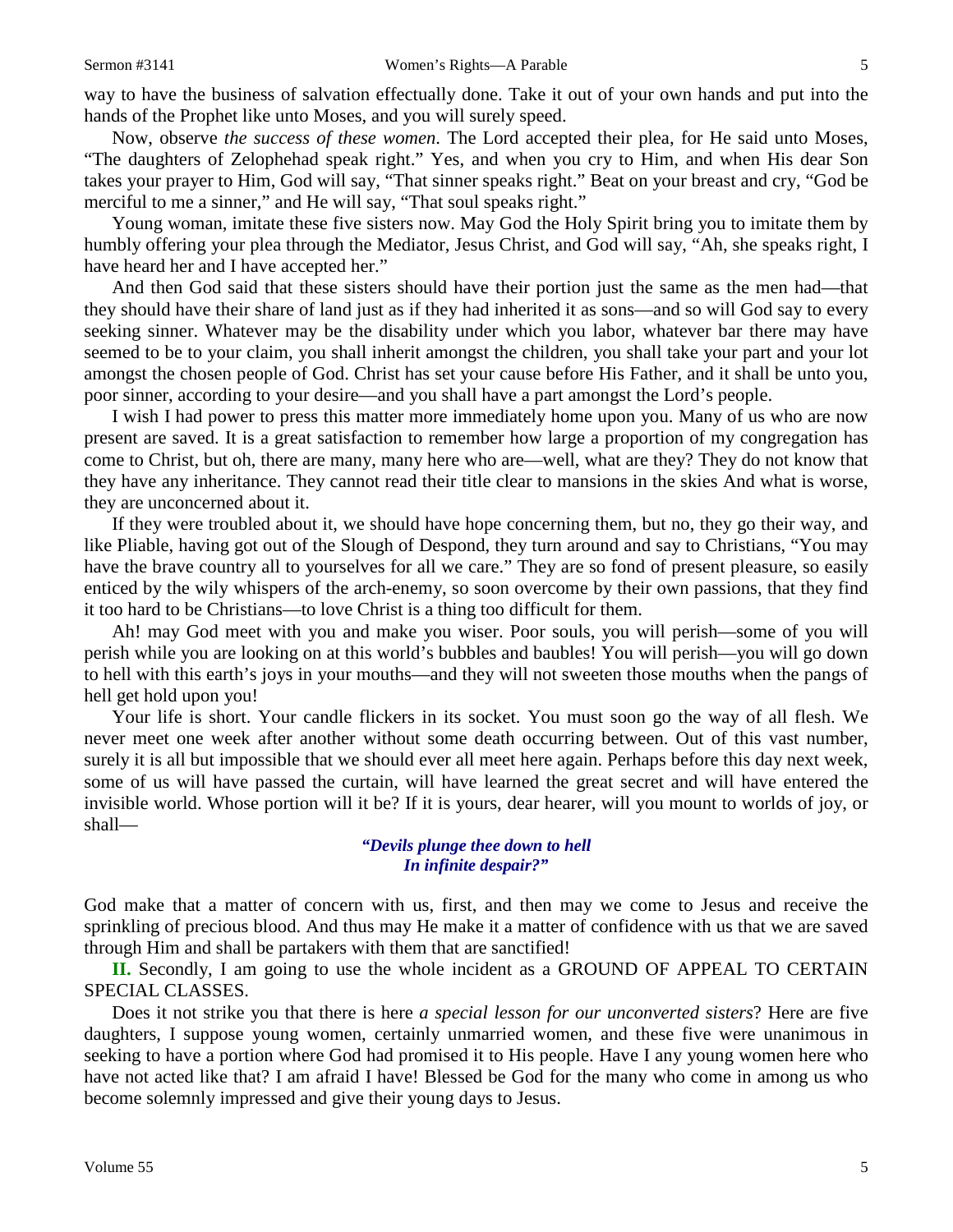way to have the business of salvation effectually done. Take it out of your own hands and put into the hands of the Prophet like unto Moses, and you will surely speed.

Now, observe *the success of these women.* The Lord accepted their plea, for He said unto Moses, "The daughters of Zelophehad speak right." Yes, and when you cry to Him, and when His dear Son takes your prayer to Him, God will say, "That sinner speaks right." Beat on your breast and cry, "God be merciful to me a sinner," and He will say, "That soul speaks right."

Young woman, imitate these five sisters now. May God the Holy Spirit bring you to imitate them by humbly offering your plea through the Mediator, Jesus Christ, and God will say, "Ah, she speaks right, I have heard her and I have accepted her."

And then God said that these sisters should have their portion just the same as the men had—that they should have their share of land just as if they had inherited it as sons—and so will God say to every seeking sinner. Whatever may be the disability under which you labor, whatever bar there may have seemed to be to your claim, you shall inherit amongst the children, you shall take your part and your lot amongst the chosen people of God. Christ has set your cause before His Father, and it shall be unto you, poor sinner, according to your desire—and you shall have a part amongst the Lord's people.

I wish I had power to press this matter more immediately home upon you. Many of us who are now present are saved. It is a great satisfaction to remember how large a proportion of my congregation has come to Christ, but oh, there are many, many here who are—well, what are they? They do not know that they have any inheritance. They cannot read their title clear to mansions in the skies And what is worse, they are unconcerned about it.

If they were troubled about it, we should have hope concerning them, but no, they go their way, and like Pliable, having got out of the Slough of Despond, they turn around and say to Christians, "You may have the brave country all to yourselves for all we care." They are so fond of present pleasure, so easily enticed by the wily whispers of the arch-enemy, so soon overcome by their own passions, that they find it too hard to be Christians—to love Christ is a thing too difficult for them.

Ah! may God meet with you and make you wiser. Poor souls, you will perish—some of you will perish while you are looking on at this world's bubbles and baubles! You will perish—you will go down to hell with this earth's joys in your mouths—and they will not sweeten those mouths when the pangs of hell get hold upon you!

Your life is short. Your candle flickers in its socket. You must soon go the way of all flesh. We never meet one week after another without some death occurring between. Out of this vast number, surely it is all but impossible that we should ever all meet here again. Perhaps before this day next week, some of us will have passed the curtain, will have learned the great secret and will have entered the invisible world. Whose portion will it be? If it is yours, dear hearer, will you mount to worlds of joy, or shall—

> ***"Devils plunge thee down to hell***
> ***In infinite despair?"***

God make that a matter of concern with us, first, and then may we come to Jesus and receive the sprinkling of precious blood. And thus may He make it a matter of confidence with us that we are saved through Him and shall be partakers with them that are sanctified!

**II.** Secondly, I am going to use the whole incident as a GROUND OF APPEAL TO CERTAIN SPECIAL CLASSES.

Does it not strike you that there is here *a special lesson for our unconverted sisters*? Here are five daughters, I suppose young women, certainly unmarried women, and these five were unanimous in seeking to have a portion where God had promised it to His people. Have I any young women here who have not acted like that? I am afraid I have! Blessed be God for the many who come in among us who become solemnly impressed and give their young days to Jesus.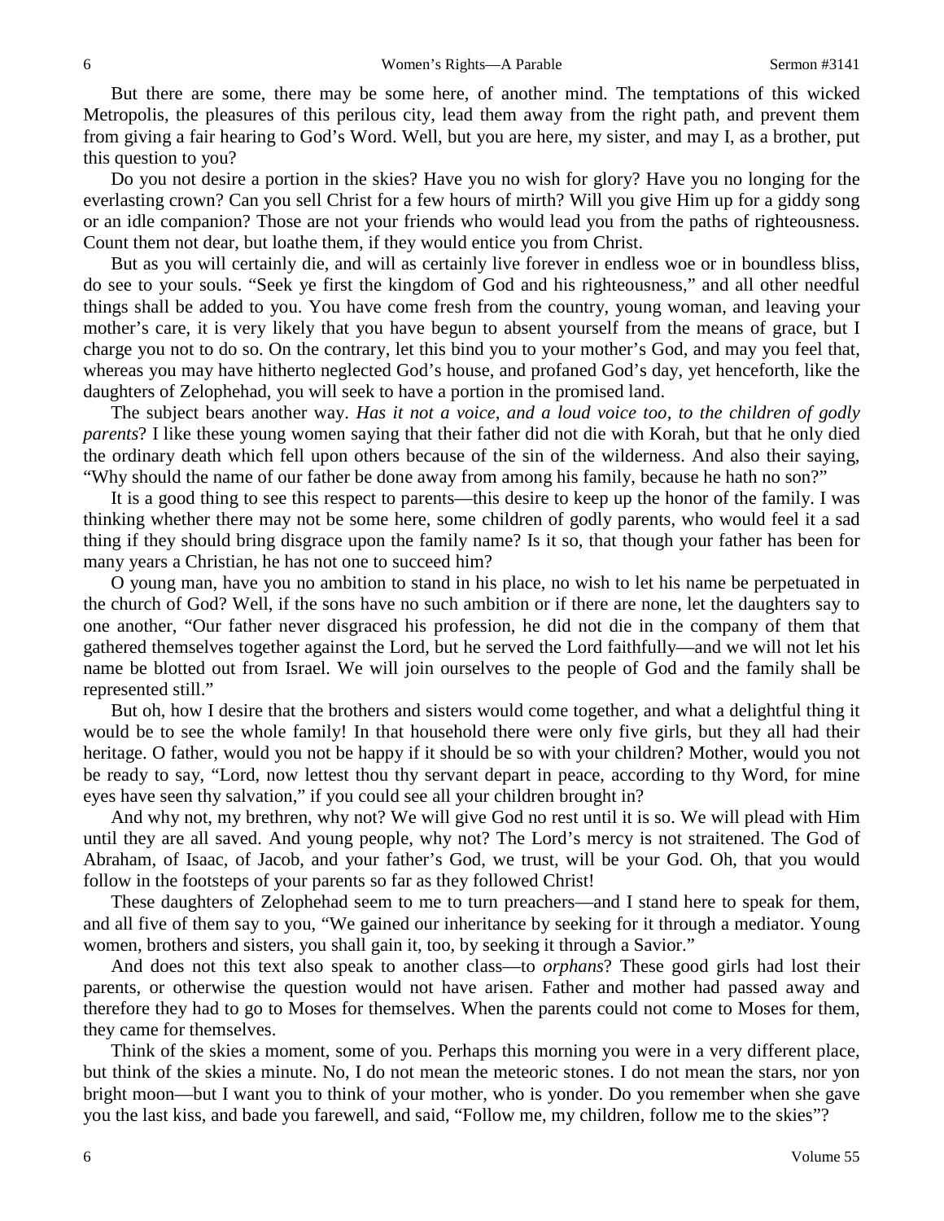But there are some, there may be some here, of another mind. The temptations of this wicked Metropolis, the pleasures of this perilous city, lead them away from the right path, and prevent them from giving a fair hearing to God's Word. Well, but you are here, my sister, and may I, as a brother, put this question to you?

Do you not desire a portion in the skies? Have you no wish for glory? Have you no longing for the everlasting crown? Can you sell Christ for a few hours of mirth? Will you give Him up for a giddy song or an idle companion? Those are not your friends who would lead you from the paths of righteousness. Count them not dear, but loathe them, if they would entice you from Christ.

But as you will certainly die, and will as certainly live forever in endless woe or in boundless bliss, do see to your souls. "Seek ye first the kingdom of God and his righteousness," and all other needful things shall be added to you. You have come fresh from the country, young woman, and leaving your mother's care, it is very likely that you have begun to absent yourself from the means of grace, but I charge you not to do so. On the contrary, let this bind you to your mother's God, and may you feel that, whereas you may have hitherto neglected God's house, and profaned God's day, yet henceforth, like the daughters of Zelophehad, you will seek to have a portion in the promised land.

The subject bears another way. *Has it not a voice, and a loud voice too, to the children of godly parents*? I like these young women saying that their father did not die with Korah, but that he only died the ordinary death which fell upon others because of the sin of the wilderness. And also their saying, "Why should the name of our father be done away from among his family, because he hath no son?"

It is a good thing to see this respect to parents—this desire to keep up the honor of the family. I was thinking whether there may not be some here, some children of godly parents, who would feel it a sad thing if they should bring disgrace upon the family name? Is it so, that though your father has been for many years a Christian, he has not one to succeed him?

O young man, have you no ambition to stand in his place, no wish to let his name be perpetuated in the church of God? Well, if the sons have no such ambition or if there are none, let the daughters say to one another, "Our father never disgraced his profession, he did not die in the company of them that gathered themselves together against the Lord, but he served the Lord faithfully—and we will not let his name be blotted out from Israel. We will join ourselves to the people of God and the family shall be represented still."

But oh, how I desire that the brothers and sisters would come together, and what a delightful thing it would be to see the whole family! In that household there were only five girls, but they all had their heritage. O father, would you not be happy if it should be so with your children? Mother, would you not be ready to say, "Lord, now lettest thou thy servant depart in peace, according to thy Word, for mine eyes have seen thy salvation," if you could see all your children brought in?

And why not, my brethren, why not? We will give God no rest until it is so. We will plead with Him until they are all saved. And young people, why not? The Lord's mercy is not straitened. The God of Abraham, of Isaac, of Jacob, and your father's God, we trust, will be your God. Oh, that you would follow in the footsteps of your parents so far as they followed Christ!

These daughters of Zelophehad seem to me to turn preachers—and I stand here to speak for them, and all five of them say to you, "We gained our inheritance by seeking for it through a mediator. Young women, brothers and sisters, you shall gain it, too, by seeking it through a Savior."

And does not this text also speak to another class—to *orphans*? These good girls had lost their parents, or otherwise the question would not have arisen. Father and mother had passed away and therefore they had to go to Moses for themselves. When the parents could not come to Moses for them, they came for themselves.

Think of the skies a moment, some of you. Perhaps this morning you were in a very different place, but think of the skies a minute. No, I do not mean the meteoric stones. I do not mean the stars, nor yon bright moon—but I want you to think of your mother, who is yonder. Do you remember when she gave you the last kiss, and bade you farewell, and said, "Follow me, my children, follow me to the skies"?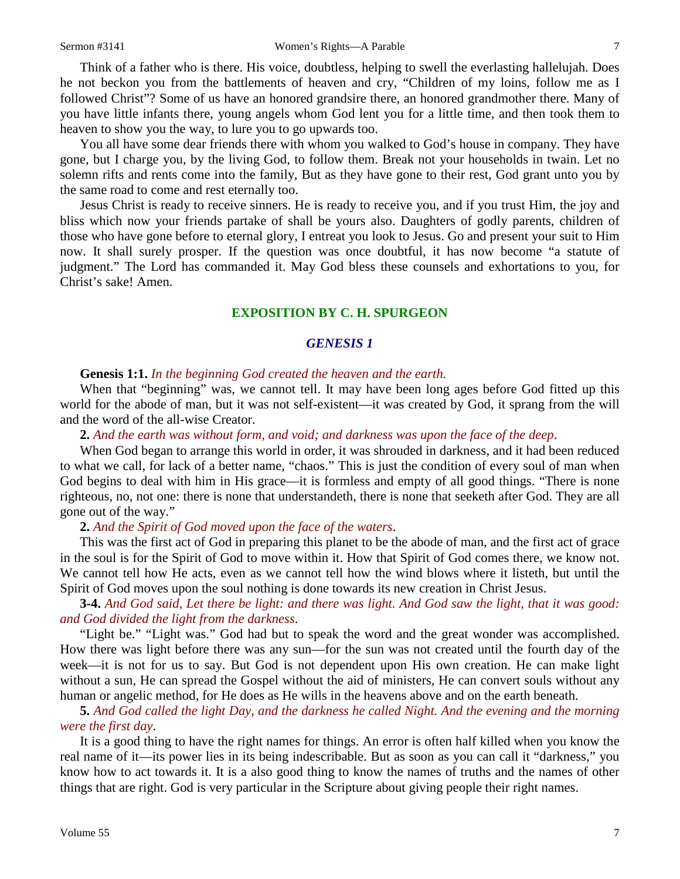Think of a father who is there. His voice, doubtless, helping to swell the everlasting hallelujah. Does he not beckon you from the battlements of heaven and cry, "Children of my loins, follow me as I followed Christ"? Some of us have an honored grandsire there, an honored grandmother there. Many of you have little infants there, young angels whom God lent you for a little time, and then took them to heaven to show you the way, to lure you to go upwards too.

You all have some dear friends there with whom you walked to God's house in company. They have gone, but I charge you, by the living God, to follow them. Break not your households in twain. Let no solemn rifts and rents come into the family, But as they have gone to their rest, God grant unto you by the same road to come and rest eternally too.

Jesus Christ is ready to receive sinners. He is ready to receive you, and if you trust Him, the joy and bliss which now your friends partake of shall be yours also. Daughters of godly parents, children of those who have gone before to eternal glory, I entreat you look to Jesus. Go and present your suit to Him now. It shall surely prosper. If the question was once doubtful, it has now become "a statute of judgment." The Lord has commanded it. May God bless these counsels and exhortations to you, for Christ's sake! Amen.

## EXPOSITION BY C. H. SPURGEON

### *GENESIS 1*

**Genesis 1:1.** *In the beginning God created the heaven and the earth.*

When that "beginning" was, we cannot tell. It may have been long ages before God fitted up this world for the abode of man, but it was not self-existent—it was created by God, it sprang from the will and the word of the all-wise Creator.

**2.** *And the earth was without form, and void; and darkness was upon the face of the deep*.

When God began to arrange this world in order, it was shrouded in darkness, and it had been reduced to what we call, for lack of a better name, "chaos." This is just the condition of every soul of man when God begins to deal with him in His grace—it is formless and empty of all good things. "There is none righteous, no, not one: there is none that understandeth, there is none that seeketh after God. They are all gone out of the way."

**2.** *And the Spirit of God moved upon the face of the waters*.

This was the first act of God in preparing this planet to be the abode of man, and the first act of grace in the soul is for the Spirit of God to move within it. How that Spirit of God comes there, we know not. We cannot tell how He acts, even as we cannot tell how the wind blows where it listeth, but until the Spirit of God moves upon the soul nothing is done towards its new creation in Christ Jesus.

**3-4.** *And God said, Let there be light: and there was light. And God saw the light, that it was good: and God divided the light from the darkness*.

"Light be." "Light was." God had but to speak the word and the great wonder was accomplished. How there was light before there was any sun—for the sun was not created until the fourth day of the week—it is not for us to say. But God is not dependent upon His own creation. He can make light without a sun, He can spread the Gospel without the aid of ministers, He can convert souls without any human or angelic method, for He does as He wills in the heavens above and on the earth beneath.

**5.** *And God called the light Day, and the darkness he called Night. And the evening and the morning were the first day*.

It is a good thing to have the right names for things. An error is often half killed when you know the real name of it—its power lies in its being indescribable. But as soon as you can call it "darkness," you know how to act towards it. It is a also good thing to know the names of truths and the names of other things that are right. God is very particular in the Scripture about giving people their right names.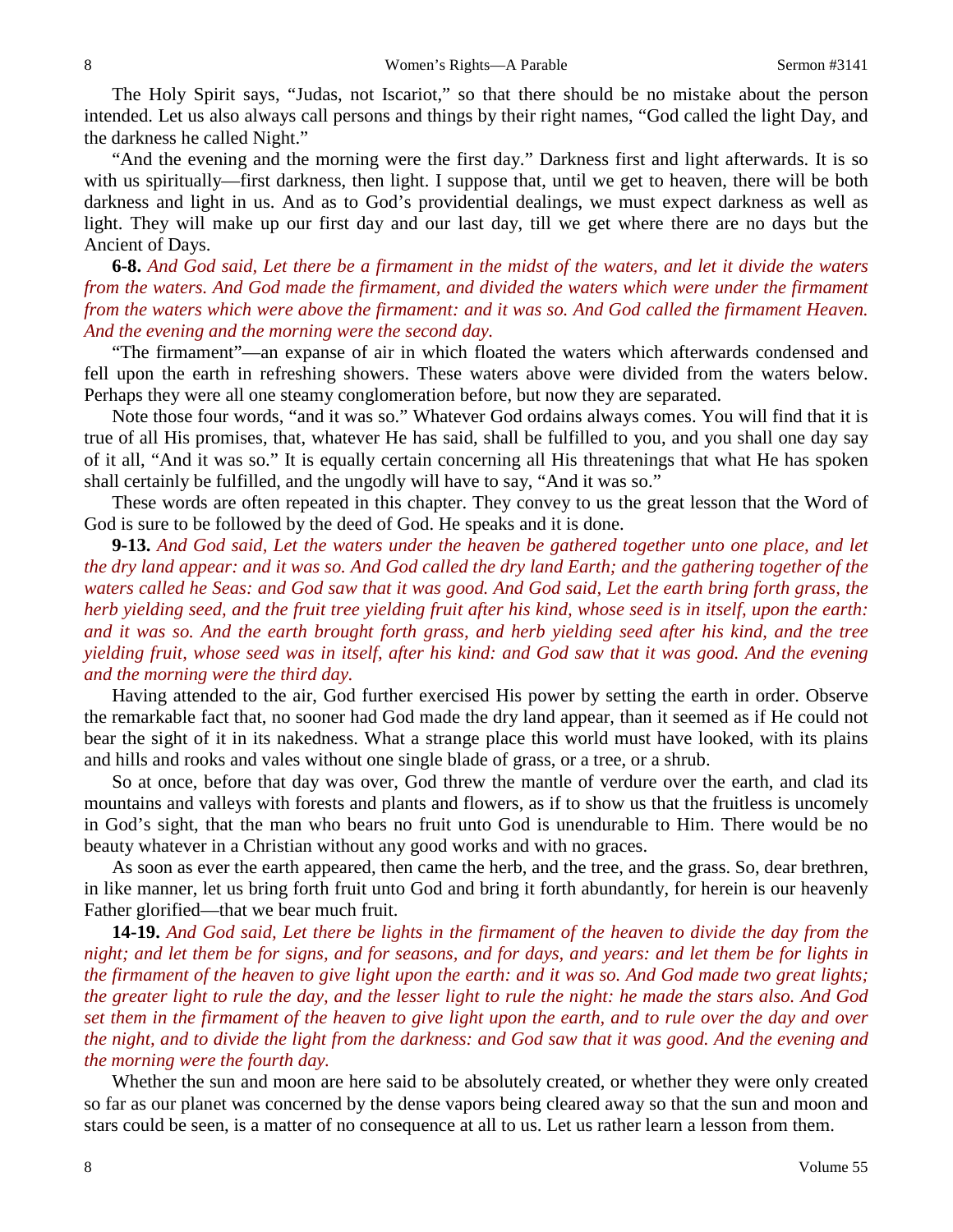The Holy Spirit says, "Judas, not Iscariot," so that there should be no mistake about the person intended. Let us also always call persons and things by their right names, "God called the light Day, and the darkness he called Night."

"And the evening and the morning were the first day." Darkness first and light afterwards. It is so with us spiritually—first darkness, then light. I suppose that, until we get to heaven, there will be both darkness and light in us. And as to God's providential dealings, we must expect darkness as well as light. They will make up our first day and our last day, till we get where there are no days but the Ancient of Days.

**6-8.** *And God said, Let there be a firmament in the midst of the waters, and let it divide the waters from the waters. And God made the firmament, and divided the waters which were under the firmament from the waters which were above the firmament: and it was so. And God called the firmament Heaven. And the evening and the morning were the second day.*

"The firmament"—an expanse of air in which floated the waters which afterwards condensed and fell upon the earth in refreshing showers. These waters above were divided from the waters below. Perhaps they were all one steamy conglomeration before, but now they are separated.

Note those four words, "and it was so." Whatever God ordains always comes. You will find that it is true of all His promises, that, whatever He has said, shall be fulfilled to you, and you shall one day say of it all, "And it was so." It is equally certain concerning all His threatenings that what He has spoken shall certainly be fulfilled, and the ungodly will have to say, "And it was so."

These words are often repeated in this chapter. They convey to us the great lesson that the Word of God is sure to be followed by the deed of God. He speaks and it is done.

**9-13.** *And God said, Let the waters under the heaven be gathered together unto one place, and let the dry land appear: and it was so. And God called the dry land Earth; and the gathering together of the waters called he Seas: and God saw that it was good. And God said, Let the earth bring forth grass, the herb yielding seed, and the fruit tree yielding fruit after his kind, whose seed is in itself, upon the earth: and it was so. And the earth brought forth grass, and herb yielding seed after his kind, and the tree yielding fruit, whose seed was in itself, after his kind: and God saw that it was good. And the evening and the morning were the third day.*

Having attended to the air, God further exercised His power by setting the earth in order. Observe the remarkable fact that, no sooner had God made the dry land appear, than it seemed as if He could not bear the sight of it in its nakedness. What a strange place this world must have looked, with its plains and hills and rooks and vales without one single blade of grass, or a tree, or a shrub.

So at once, before that day was over, God threw the mantle of verdure over the earth, and clad its mountains and valleys with forests and plants and flowers, as if to show us that the fruitless is uncomely in God's sight, that the man who bears no fruit unto God is unendurable to Him. There would be no beauty whatever in a Christian without any good works and with no graces.

As soon as ever the earth appeared, then came the herb, and the tree, and the grass. So, dear brethren, in like manner, let us bring forth fruit unto God and bring it forth abundantly, for herein is our heavenly Father glorified—that we bear much fruit.

**14-19.** *And God said, Let there be lights in the firmament of the heaven to divide the day from the night; and let them be for signs, and for seasons, and for days, and years: and let them be for lights in the firmament of the heaven to give light upon the earth: and it was so. And God made two great lights; the greater light to rule the day, and the lesser light to rule the night: he made the stars also. And God set them in the firmament of the heaven to give light upon the earth, and to rule over the day and over the night, and to divide the light from the darkness: and God saw that it was good. And the evening and the morning were the fourth day.*

Whether the sun and moon are here said to be absolutely created, or whether they were only created so far as our planet was concerned by the dense vapors being cleared away so that the sun and moon and stars could be seen, is a matter of no consequence at all to us. Let us rather learn a lesson from them.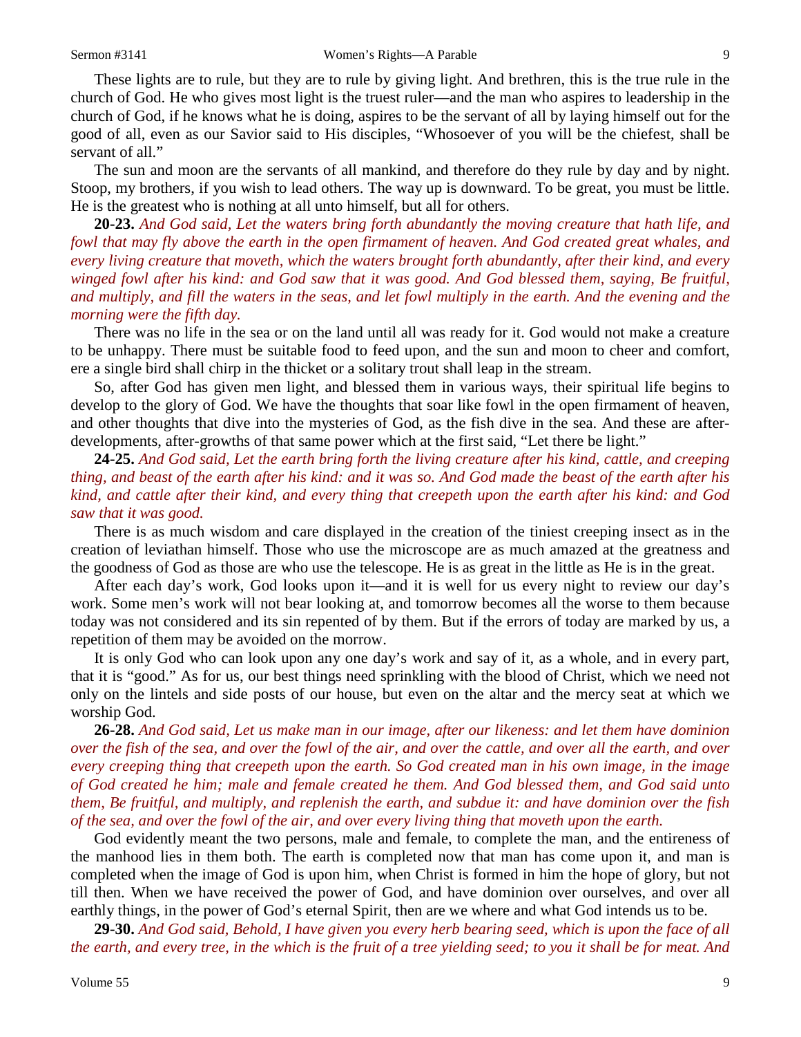These lights are to rule, but they are to rule by giving light. And brethren, this is the true rule in the church of God. He who gives most light is the truest ruler—and the man who aspires to leadership in the church of God, if he knows what he is doing, aspires to be the servant of all by laying himself out for the good of all, even as our Savior said to His disciples, "Whosoever of you will be the chiefest, shall be servant of all."

The sun and moon are the servants of all mankind, and therefore do they rule by day and by night. Stoop, my brothers, if you wish to lead others. The way up is downward. To be great, you must be little. He is the greatest who is nothing at all unto himself, but all for others.

**20-23.** *And God said, Let the waters bring forth abundantly the moving creature that hath life, and fowl that may fly above the earth in the open firmament of heaven. And God created great whales, and every living creature that moveth, which the waters brought forth abundantly, after their kind, and every winged fowl after his kind: and God saw that it was good. And God blessed them, saying, Be fruitful, and multiply, and fill the waters in the seas, and let fowl multiply in the earth. And the evening and the morning were the fifth day.*

There was no life in the sea or on the land until all was ready for it. God would not make a creature to be unhappy. There must be suitable food to feed upon, and the sun and moon to cheer and comfort, ere a single bird shall chirp in the thicket or a solitary trout shall leap in the stream.

So, after God has given men light, and blessed them in various ways, their spiritual life begins to develop to the glory of God. We have the thoughts that soar like fowl in the open firmament of heaven, and other thoughts that dive into the mysteries of God, as the fish dive in the sea. And these are after-developments, after-growths of that same power which at the first said, "Let there be light."

**24-25.** *And God said, Let the earth bring forth the living creature after his kind, cattle, and creeping thing, and beast of the earth after his kind: and it was so. And God made the beast of the earth after his kind, and cattle after their kind, and every thing that creepeth upon the earth after his kind: and God saw that it was good.*

There is as much wisdom and care displayed in the creation of the tiniest creeping insect as in the creation of leviathan himself. Those who use the microscope are as much amazed at the greatness and the goodness of God as those are who use the telescope. He is as great in the little as He is in the great.

After each day's work, God looks upon it—and it is well for us every night to review our day's work. Some men's work will not bear looking at, and tomorrow becomes all the worse to them because today was not considered and its sin repented of by them. But if the errors of today are marked by us, a repetition of them may be avoided on the morrow.

It is only God who can look upon any one day's work and say of it, as a whole, and in every part, that it is "good." As for us, our best things need sprinkling with the blood of Christ, which we need not only on the lintels and side posts of our house, but even on the altar and the mercy seat at which we worship God.

**26-28.** *And God said, Let us make man in our image, after our likeness: and let them have dominion over the fish of the sea, and over the fowl of the air, and over the cattle, and over all the earth, and over every creeping thing that creepeth upon the earth. So God created man in his own image, in the image of God created he him; male and female created he them. And God blessed them, and God said unto them, Be fruitful, and multiply, and replenish the earth, and subdue it: and have dominion over the fish of the sea, and over the fowl of the air, and over every living thing that moveth upon the earth.*

God evidently meant the two persons, male and female, to complete the man, and the entireness of the manhood lies in them both. The earth is completed now that man has come upon it, and man is completed when the image of God is upon him, when Christ is formed in him the hope of glory, but not till then. When we have received the power of God, and have dominion over ourselves, and over all earthly things, in the power of God's eternal Spirit, then are we where and what God intends us to be.

**29-30.** *And God said, Behold, I have given you every herb bearing seed, which is upon the face of all the earth, and every tree, in the which is the fruit of a tree yielding seed; to you it shall be for meat. And*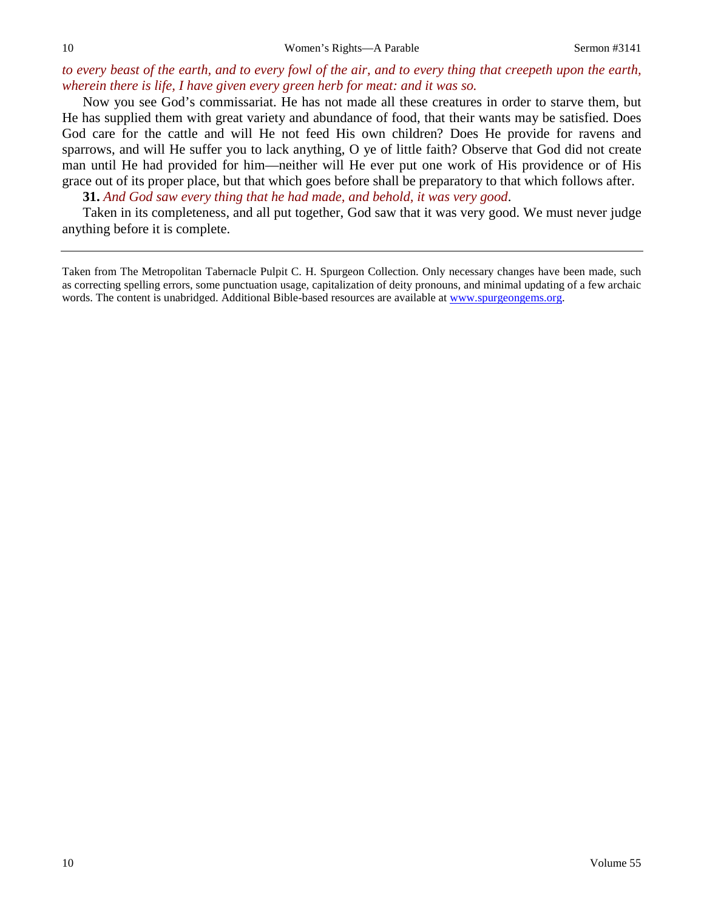*to every beast of the earth, and to every fowl of the air, and to every thing that creepeth upon the earth, wherein there is life, I have given every green herb for meat: and it was so.*

Now you see God's commissariat. He has not made all these creatures in order to starve them, but He has supplied them with great variety and abundance of food, that their wants may be satisfied. Does God care for the cattle and will He not feed His own children? Does He provide for ravens and sparrows, and will He suffer you to lack anything, O ye of little faith? Observe that God did not create man until He had provided for him—neither will He ever put one work of His providence or of His grace out of its proper place, but that which goes before shall be preparatory to that which follows after.

**31.** *And God saw every thing that he had made, and behold, it was very good*.

Taken in its completeness, and all put together, God saw that it was very good. We must never judge anything before it is complete.

---

Taken from The Metropolitan Tabernacle Pulpit C. H. Spurgeon Collection. Only necessary changes have been made, such as correcting spelling errors, some punctuation usage, capitalization of deity pronouns, and minimal updating of a few archaic words. The content is unabridged. Additional Bible-based resources are available at www.spurgeongems.org.